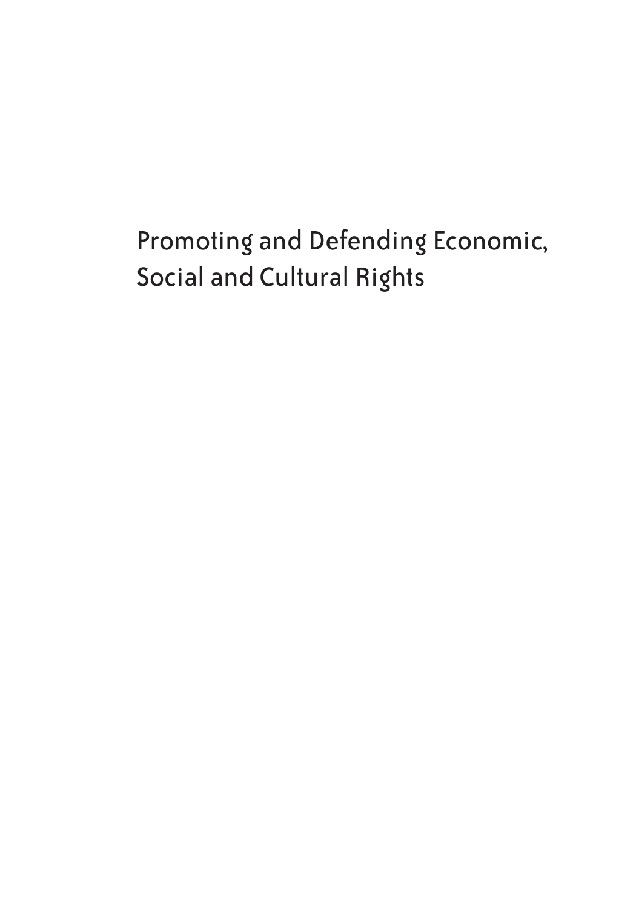# Promoting and Defending Economic, Social and Cultural Rights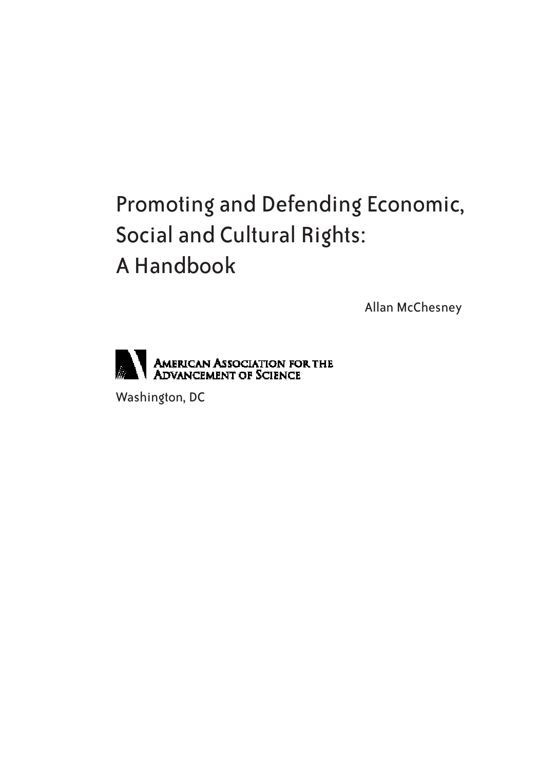# Promoting and Defending Economic, Social and Cultural Rights: A Handbook

Allan McChesney

AMERICAN ASSOCIATION FOR THE ADVANCEMENT OF SCIENCE

Washington, DC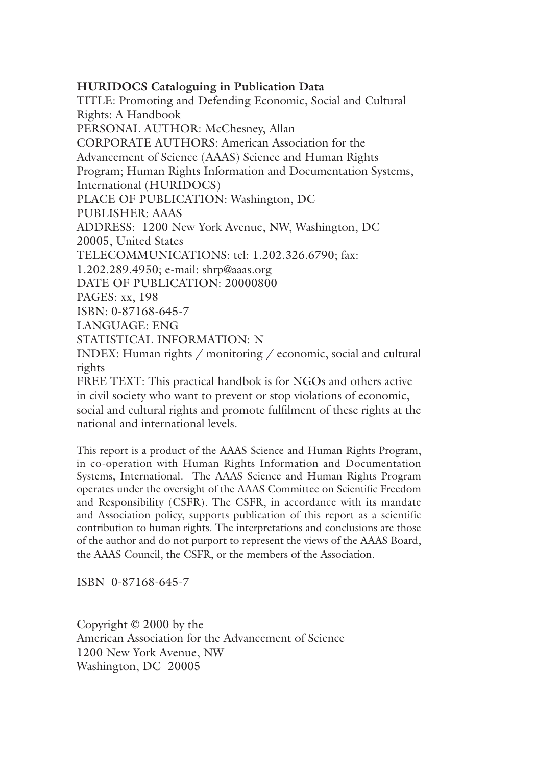**HURIDOCS Cataloguing in Publication Data**

TITLE: Promoting and Defending Economic, Social and Cultural Rights: A Handbook
PERSONAL AUTHOR: McChesney, Allan
CORPORATE AUTHORS: American Association for the Advancement of Science (AAAS) Science and Human Rights Program; Human Rights Information and Documentation Systems, International (HURIDOCS)
PLACE OF PUBLICATION: Washington, DC
PUBLISHER: AAAS
ADDRESS: 1200 New York Avenue, NW, Washington, DC 20005, United States
TELECOMMUNICATIONS: tel: 1.202.326.6790; fax: 1.202.289.4950; e-mail: shrp@aaas.org
DATE OF PUBLICATION: 20000800
PAGES: xx, 198
ISBN: 0-87168-645-7
LANGUAGE: ENG
STATISTICAL INFORMATION: N
INDEX: Human rights / monitoring / economic, social and cultural rights
FREE TEXT: This practical handbok is for NGOs and others active in civil society who want to prevent or stop violations of economic, social and cultural rights and promote fulfilment of these rights at the national and international levels.

This report is a product of the AAAS Science and Human Rights Program, in co-operation with Human Rights Information and Documentation Systems, International. The AAAS Science and Human Rights Program operates under the oversight of the AAAS Committee on Scientific Freedom and Responsibility (CSFR). The CSFR, in accordance with its mandate and Association policy, supports publication of this report as a scientific contribution to human rights. The interpretations and conclusions are those of the author and do not purport to represent the views of the AAAS Board, the AAAS Council, the CSFR, or the members of the Association.

ISBN 0-87168-645-7

Copyright © 2000 by the
American Association for the Advancement of Science
1200 New York Avenue, NW
Washington, DC 20005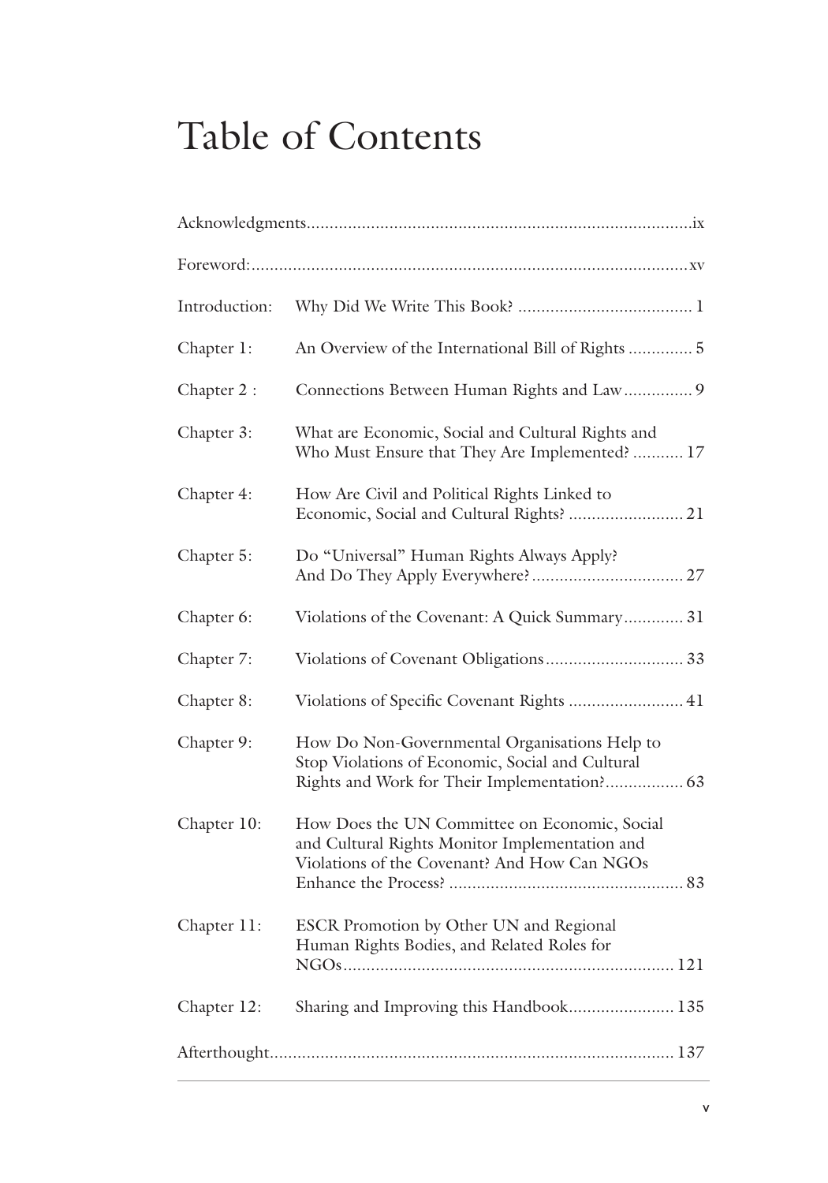# Table of Contents

| | | |
|---|---|---|
| Acknowledgments | | ix |
| Foreword: | | xv |
| Introduction: | Why Did We Write This Book? | 1 |
| Chapter 1: | An Overview of the International Bill of Rights | 5 |
| Chapter 2 : | Connections Between Human Rights and Law | 9 |
| Chapter 3: | What are Economic, Social and Cultural Rights and Who Must Ensure that They Are Implemented? | 17 |
| Chapter 4: | How Are Civil and Political Rights Linked to Economic, Social and Cultural Rights? | 21 |
| Chapter 5: | Do "Universal" Human Rights Always Apply? And Do They Apply Everywhere? | 27 |
| Chapter 6: | Violations of the Covenant: A Quick Summary | 31 |
| Chapter 7: | Violations of Covenant Obligations | 33 |
| Chapter 8: | Violations of Specific Covenant Rights | 41 |
| Chapter 9: | How Do Non-Governmental Organisations Help to Stop Violations of Economic, Social and Cultural Rights and Work for Their Implementation? | 63 |
| Chapter 10: | How Does the UN Committee on Economic, Social and Cultural Rights Monitor Implementation and Violations of the Covenant? And How Can NGOs Enhance the Process? | 83 |
| Chapter 11: | ESCR Promotion by Other UN and Regional Human Rights Bodies, and Related Roles for NGOs | 121 |
| Chapter 12: | Sharing and Improving this Handbook | 135 |
| Afterthought | | 137 |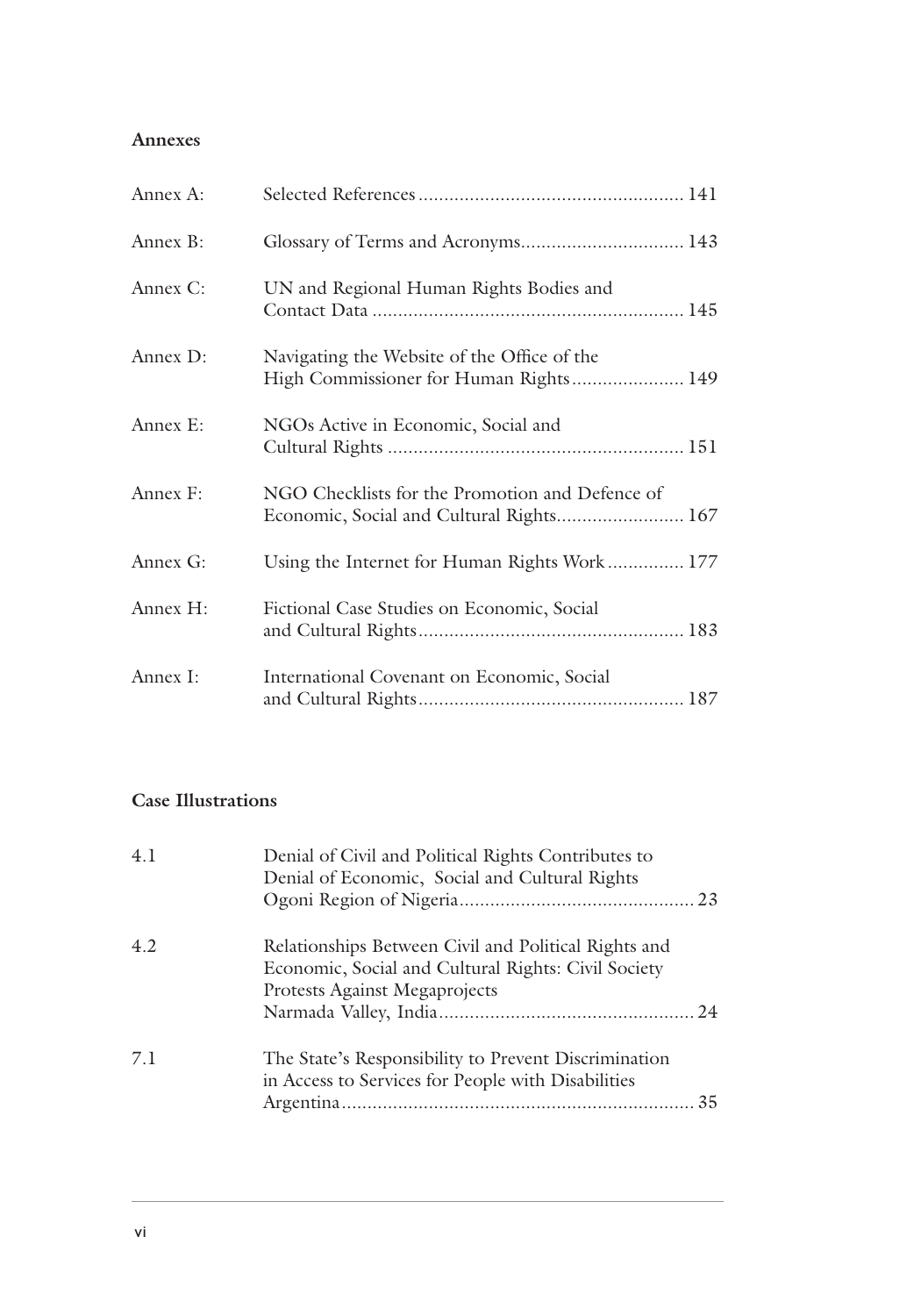## Annexes

| | | |
|---|---|---|
| Annex A: | Selected References | 141 |
| Annex B: | Glossary of Terms and Acronyms | 143 |
| Annex C: | UN and Regional Human Rights Bodies and Contact Data | 145 |
| Annex D: | Navigating the Website of the Office of the High Commissioner for Human Rights | 149 |
| Annex E: | NGOs Active in Economic, Social and Cultural Rights | 151 |
| Annex F: | NGO Checklists for the Promotion and Defence of Economic, Social and Cultural Rights | 167 |
| Annex G: | Using the Internet for Human Rights Work | 177 |
| Annex H: | Fictional Case Studies on Economic, Social and Cultural Rights | 183 |
| Annex I: | International Covenant on Economic, Social and Cultural Rights | 187 |

## Case Illustrations

| | | |
|---|---|---|
| 4.1 | Denial of Civil and Political Rights Contributes to Denial of Economic, Social and Cultural Rights<br>Ogoni Region of Nigeria | 23 |
| 4.2 | Relationships Between Civil and Political Rights and Economic, Social and Cultural Rights: Civil Society Protests Against Megaprojects<br>Narmada Valley, India | 24 |
| 7.1 | The State's Responsibility to Prevent Discrimination in Access to Services for People with Disabilities<br>Argentina | 35 |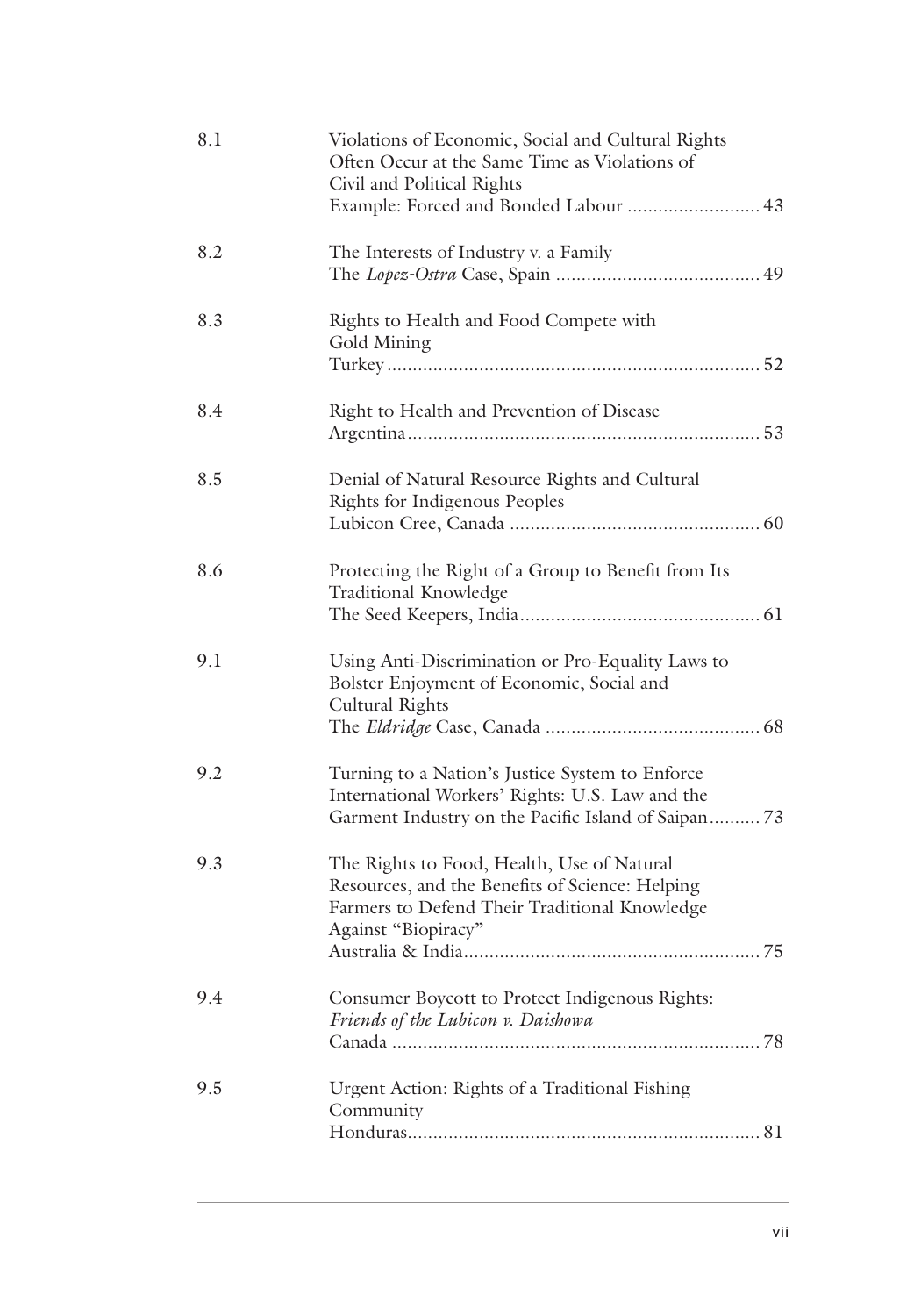| | | |
|---|---|---|
| 8.1 | Violations of Economic, Social and Cultural Rights Often Occur at the Same Time as Violations of Civil and Political Rights<br>Example: Forced and Bonded Labour | 43 |
| 8.2 | The Interests of Industry v. a Family<br>The *Lopez-Ostra* Case, Spain | 49 |
| 8.3 | Rights to Health and Food Compete with Gold Mining<br>Turkey | 52 |
| 8.4 | Right to Health and Prevention of Disease<br>Argentina | 53 |
| 8.5 | Denial of Natural Resource Rights and Cultural Rights for Indigenous Peoples<br>Lubicon Cree, Canada | 60 |
| 8.6 | Protecting the Right of a Group to Benefit from Its Traditional Knowledge<br>The Seed Keepers, India | 61 |
| 9.1 | Using Anti-Discrimination or Pro-Equality Laws to Bolster Enjoyment of Economic, Social and Cultural Rights<br>The *Eldridge* Case, Canada | 68 |
| 9.2 | Turning to a Nation's Justice System to Enforce International Workers' Rights: U.S. Law and the Garment Industry on the Pacific Island of Saipan | 73 |
| 9.3 | The Rights to Food, Health, Use of Natural Resources, and the Benefits of Science: Helping Farmers to Defend Their Traditional Knowledge Against "Biopiracy"<br>Australia & India | 75 |
| 9.4 | Consumer Boycott to Protect Indigenous Rights: *Friends of the Lubicon v. Daishowa*<br>Canada | 78 |
| 9.5 | Urgent Action: Rights of a Traditional Fishing Community<br>Honduras | 81 |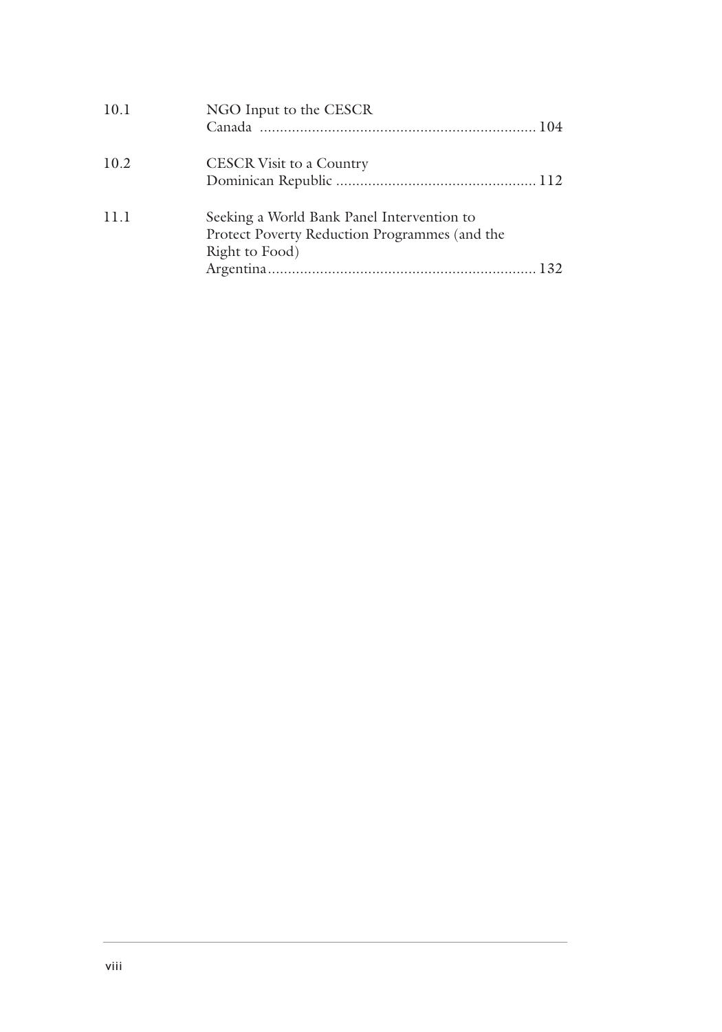| | | |
|---|---|---|
| 10.1 | NGO Input to the CESCR<br>Canada | 104 |
| 10.2 | CESCR Visit to a Country<br>Dominican Republic | 112 |
| 11.1 | Seeking a World Bank Panel Intervention to Protect Poverty Reduction Programmes (and the Right to Food)<br>Argentina | 132 |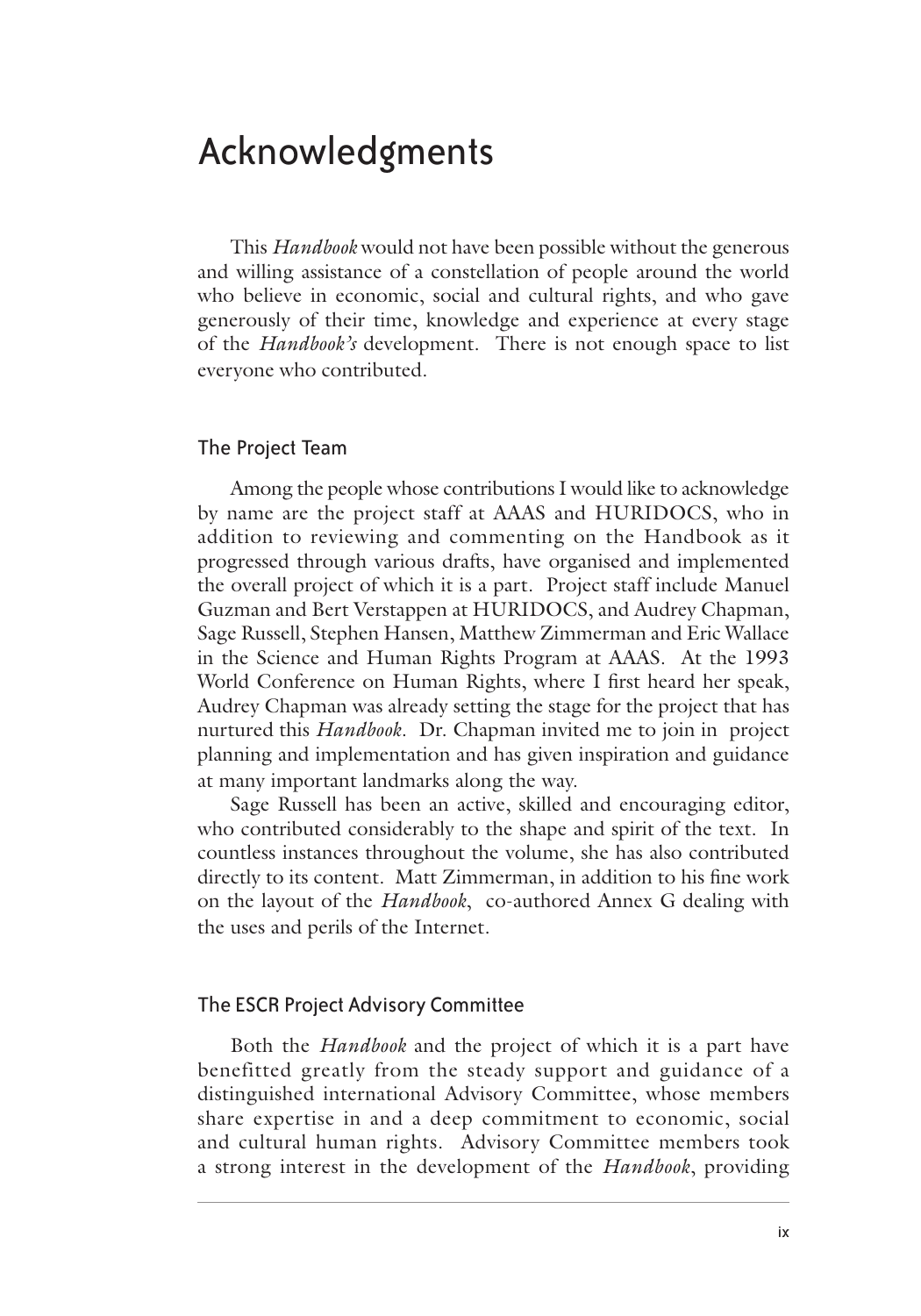# Acknowledgments

This *Handbook* would not have been possible without the generous and willing assistance of a constellation of people around the world who believe in economic, social and cultural rights, and who gave generously of their time, knowledge and experience at every stage of the *Handbook's* development. There is not enough space to list everyone who contributed.

## The Project Team

Among the people whose contributions I would like to acknowledge by name are the project staff at AAAS and HURIDOCS, who in addition to reviewing and commenting on the Handbook as it progressed through various drafts, have organised and implemented the overall project of which it is a part. Project staff include Manuel Guzman and Bert Verstappen at HURIDOCS, and Audrey Chapman, Sage Russell, Stephen Hansen, Matthew Zimmerman and Eric Wallace in the Science and Human Rights Program at AAAS. At the 1993 World Conference on Human Rights, where I first heard her speak, Audrey Chapman was already setting the stage for the project that has nurtured this *Handbook*. Dr. Chapman invited me to join in project planning and implementation and has given inspiration and guidance at many important landmarks along the way.

Sage Russell has been an active, skilled and encouraging editor, who contributed considerably to the shape and spirit of the text. In countless instances throughout the volume, she has also contributed directly to its content. Matt Zimmerman, in addition to his fine work on the layout of the *Handbook*, co-authored Annex G dealing with the uses and perils of the Internet.

## The ESCR Project Advisory Committee

Both the *Handbook* and the project of which it is a part have benefitted greatly from the steady support and guidance of a distinguished international Advisory Committee, whose members share expertise in and a deep commitment to economic, social and cultural human rights. Advisory Committee members took a strong interest in the development of the *Handbook*, providing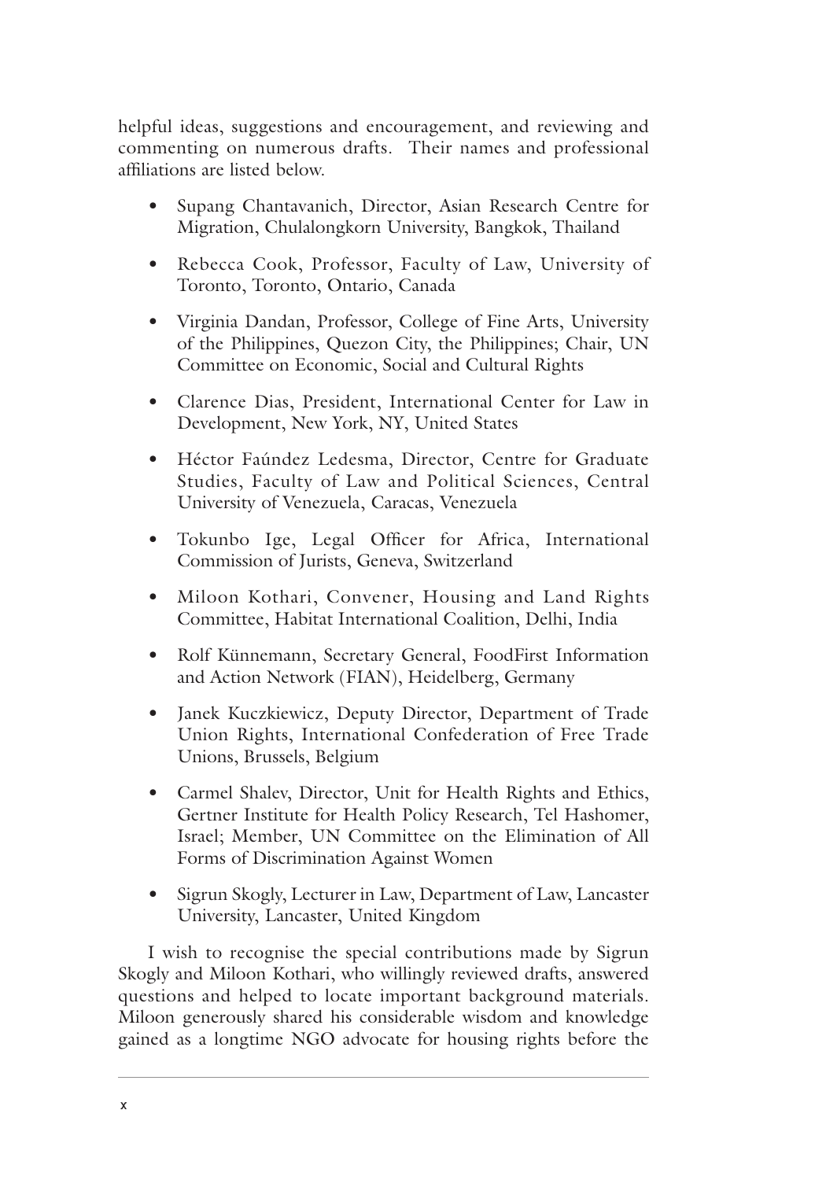helpful ideas, suggestions and encouragement, and reviewing and commenting on numerous drafts. Their names and professional affiliations are listed below.

- Supang Chantavanich, Director, Asian Research Centre for Migration, Chulalongkorn University, Bangkok, Thailand
- Rebecca Cook, Professor, Faculty of Law, University of Toronto, Toronto, Ontario, Canada
- Virginia Dandan, Professor, College of Fine Arts, University of the Philippines, Quezon City, the Philippines; Chair, UN Committee on Economic, Social and Cultural Rights
- Clarence Dias, President, International Center for Law in Development, New York, NY, United States
- Héctor Faúndez Ledesma, Director, Centre for Graduate Studies, Faculty of Law and Political Sciences, Central University of Venezuela, Caracas, Venezuela
- Tokunbo Ige, Legal Officer for Africa, International Commission of Jurists, Geneva, Switzerland
- Miloon Kothari, Convener, Housing and Land Rights Committee, Habitat International Coalition, Delhi, India
- Rolf Künnemann, Secretary General, FoodFirst Information and Action Network (FIAN), Heidelberg, Germany
- Janek Kuczkiewicz, Deputy Director, Department of Trade Union Rights, International Confederation of Free Trade Unions, Brussels, Belgium
- Carmel Shalev, Director, Unit for Health Rights and Ethics, Gertner Institute for Health Policy Research, Tel Hashomer, Israel; Member, UN Committee on the Elimination of All Forms of Discrimination Against Women
- Sigrun Skogly, Lecturer in Law, Department of Law, Lancaster University, Lancaster, United Kingdom

I wish to recognise the special contributions made by Sigrun Skogly and Miloon Kothari, who willingly reviewed drafts, answered questions and helped to locate important background materials. Miloon generously shared his considerable wisdom and knowledge gained as a longtime NGO advocate for housing rights before the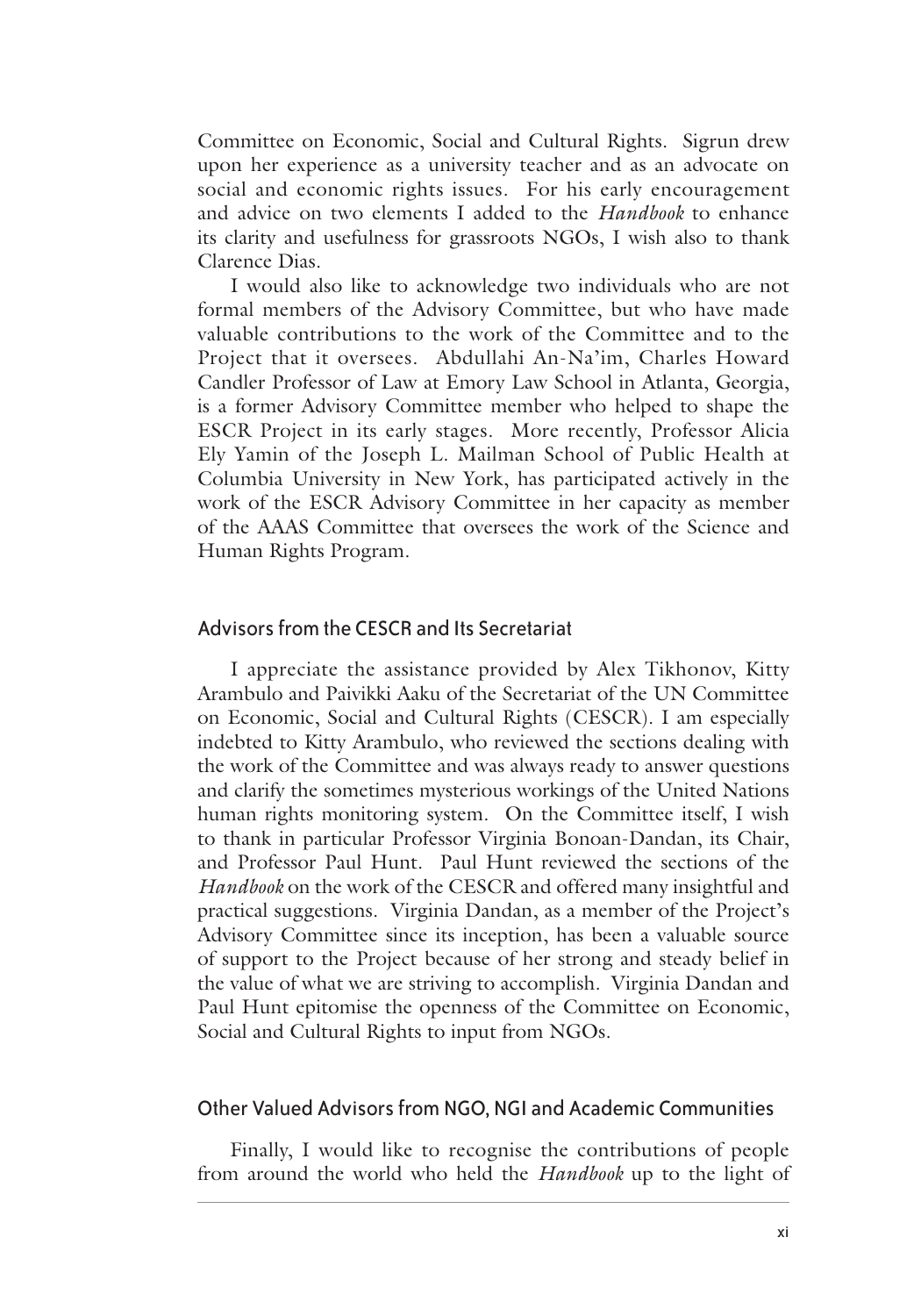Committee on Economic, Social and Cultural Rights. Sigrun drew upon her experience as a university teacher and as an advocate on social and economic rights issues. For his early encouragement and advice on two elements I added to the *Handbook* to enhance its clarity and usefulness for grassroots NGOs, I wish also to thank Clarence Dias.

I would also like to acknowledge two individuals who are not formal members of the Advisory Committee, but who have made valuable contributions to the work of the Committee and to the Project that it oversees. Abdullahi An-Na'im, Charles Howard Candler Professor of Law at Emory Law School in Atlanta, Georgia, is a former Advisory Committee member who helped to shape the ESCR Project in its early stages. More recently, Professor Alicia Ely Yamin of the Joseph L. Mailman School of Public Health at Columbia University in New York, has participated actively in the work of the ESCR Advisory Committee in her capacity as member of the AAAS Committee that oversees the work of the Science and Human Rights Program.

### Advisors from the CESCR and Its Secretariat

I appreciate the assistance provided by Alex Tikhonov, Kitty Arambulo and Paivikki Aaku of the Secretariat of the UN Committee on Economic, Social and Cultural Rights (CESCR). I am especially indebted to Kitty Arambulo, who reviewed the sections dealing with the work of the Committee and was always ready to answer questions and clarify the sometimes mysterious workings of the United Nations human rights monitoring system. On the Committee itself, I wish to thank in particular Professor Virginia Bonoan-Dandan, its Chair, and Professor Paul Hunt. Paul Hunt reviewed the sections of the *Handbook* on the work of the CESCR and offered many insightful and practical suggestions. Virginia Dandan, as a member of the Project's Advisory Committee since its inception, has been a valuable source of support to the Project because of her strong and steady belief in the value of what we are striving to accomplish. Virginia Dandan and Paul Hunt epitomise the openness of the Committee on Economic, Social and Cultural Rights to input from NGOs.

### Other Valued Advisors from NGO, NGI and Academic Communities

Finally, I would like to recognise the contributions of people from around the world who held the *Handbook* up to the light of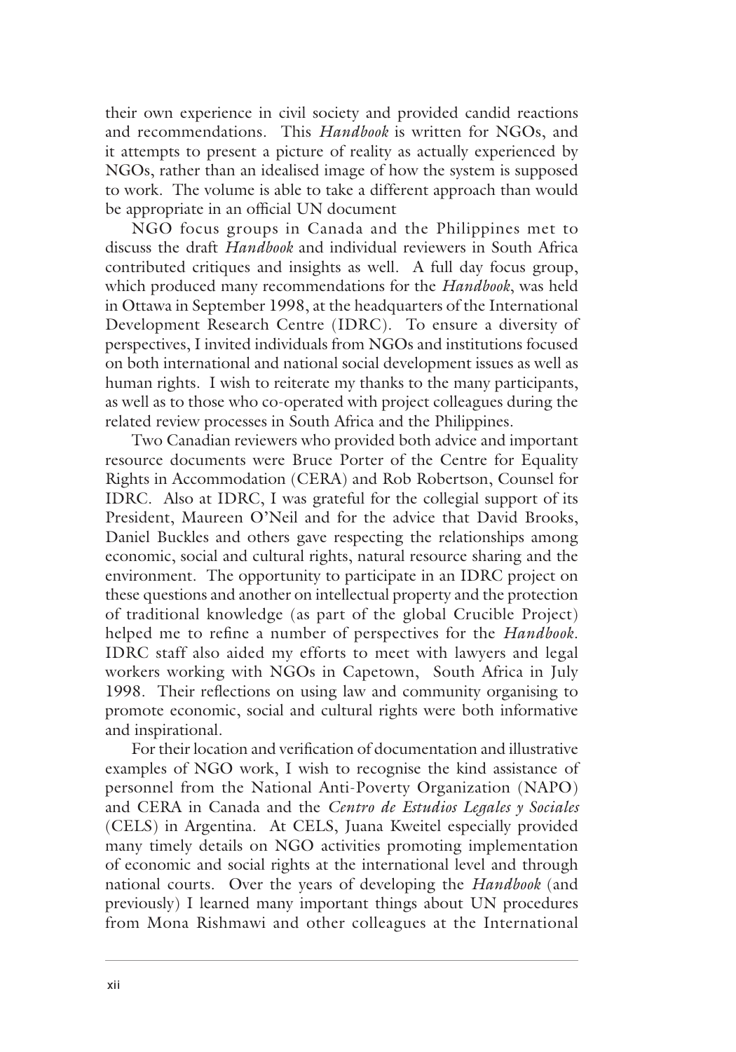their own experience in civil society and provided candid reactions and recommendations. This *Handbook* is written for NGOs, and it attempts to present a picture of reality as actually experienced by NGOs, rather than an idealised image of how the system is supposed to work. The volume is able to take a different approach than would be appropriate in an official UN document

NGO focus groups in Canada and the Philippines met to discuss the draft *Handbook* and individual reviewers in South Africa contributed critiques and insights as well. A full day focus group, which produced many recommendations for the *Handbook*, was held in Ottawa in September 1998, at the headquarters of the International Development Research Centre (IDRC). To ensure a diversity of perspectives, I invited individuals from NGOs and institutions focused on both international and national social development issues as well as human rights. I wish to reiterate my thanks to the many participants, as well as to those who co-operated with project colleagues during the related review processes in South Africa and the Philippines.

Two Canadian reviewers who provided both advice and important resource documents were Bruce Porter of the Centre for Equality Rights in Accommodation (CERA) and Rob Robertson, Counsel for IDRC. Also at IDRC, I was grateful for the collegial support of its President, Maureen O'Neil and for the advice that David Brooks, Daniel Buckles and others gave respecting the relationships among economic, social and cultural rights, natural resource sharing and the environment. The opportunity to participate in an IDRC project on these questions and another on intellectual property and the protection of traditional knowledge (as part of the global Crucible Project) helped me to refine a number of perspectives for the *Handbook*. IDRC staff also aided my efforts to meet with lawyers and legal workers working with NGOs in Capetown, South Africa in July 1998. Their reflections on using law and community organising to promote economic, social and cultural rights were both informative and inspirational.

For their location and verification of documentation and illustrative examples of NGO work, I wish to recognise the kind assistance of personnel from the National Anti-Poverty Organization (NAPO) and CERA in Canada and the *Centro de Estudios Legales y Sociales* (CELS) in Argentina. At CELS, Juana Kweitel especially provided many timely details on NGO activities promoting implementation of economic and social rights at the international level and through national courts. Over the years of developing the *Handbook* (and previously) I learned many important things about UN procedures from Mona Rishmawi and other colleagues at the International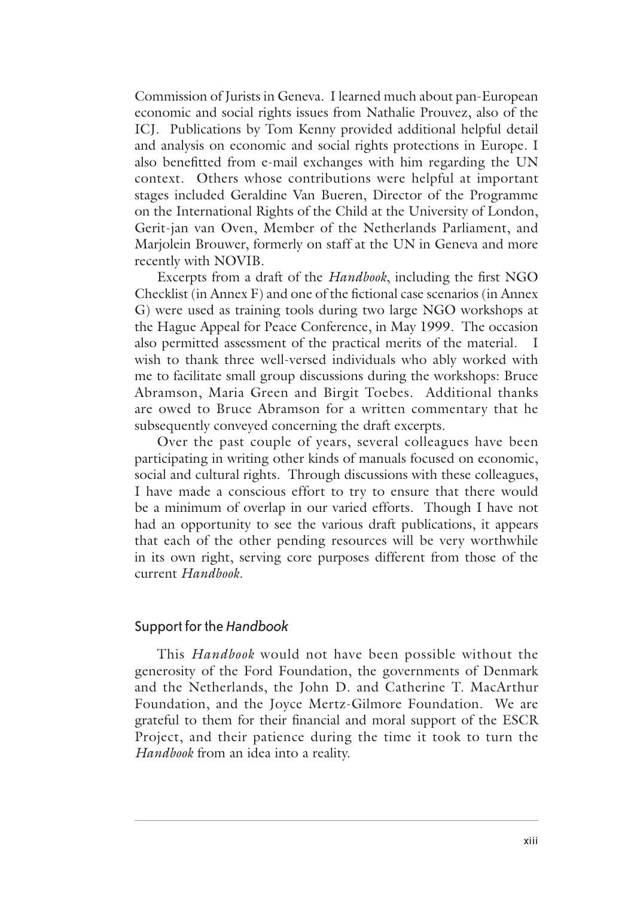Commission of Jurists in Geneva. I learned much about pan-European economic and social rights issues from Nathalie Prouvez, also of the ICJ. Publications by Tom Kenny provided additional helpful detail and analysis on economic and social rights protections in Europe. I also benefitted from e-mail exchanges with him regarding the UN context. Others whose contributions were helpful at important stages included Geraldine Van Bueren, Director of the Programme on the International Rights of the Child at the University of London, Gerit-jan van Oven, Member of the Netherlands Parliament, and Marjolein Brouwer, formerly on staff at the UN in Geneva and more recently with NOVIB.

Excerpts from a draft of the *Handbook*, including the first NGO Checklist (in Annex F) and one of the fictional case scenarios (in Annex G) were used as training tools during two large NGO workshops at the Hague Appeal for Peace Conference, in May 1999. The occasion also permitted assessment of the practical merits of the material. I wish to thank three well-versed individuals who ably worked with me to facilitate small group discussions during the workshops: Bruce Abramson, Maria Green and Birgit Toebes. Additional thanks are owed to Bruce Abramson for a written commentary that he subsequently conveyed concerning the draft excerpts.

Over the past couple of years, several colleagues have been participating in writing other kinds of manuals focused on economic, social and cultural rights. Through discussions with these colleagues, I have made a conscious effort to try to ensure that there would be a minimum of overlap in our varied efforts. Though I have not had an opportunity to see the various draft publications, it appears that each of the other pending resources will be very worthwhile in its own right, serving core purposes different from those of the current *Handbook*.

## Support for the *Handbook*

This *Handbook* would not have been possible without the generosity of the Ford Foundation, the governments of Denmark and the Netherlands, the John D. and Catherine T. MacArthur Foundation, and the Joyce Mertz-Gilmore Foundation. We are grateful to them for their financial and moral support of the ESCR Project, and their patience during the time it took to turn the *Handbook* from an idea into a reality.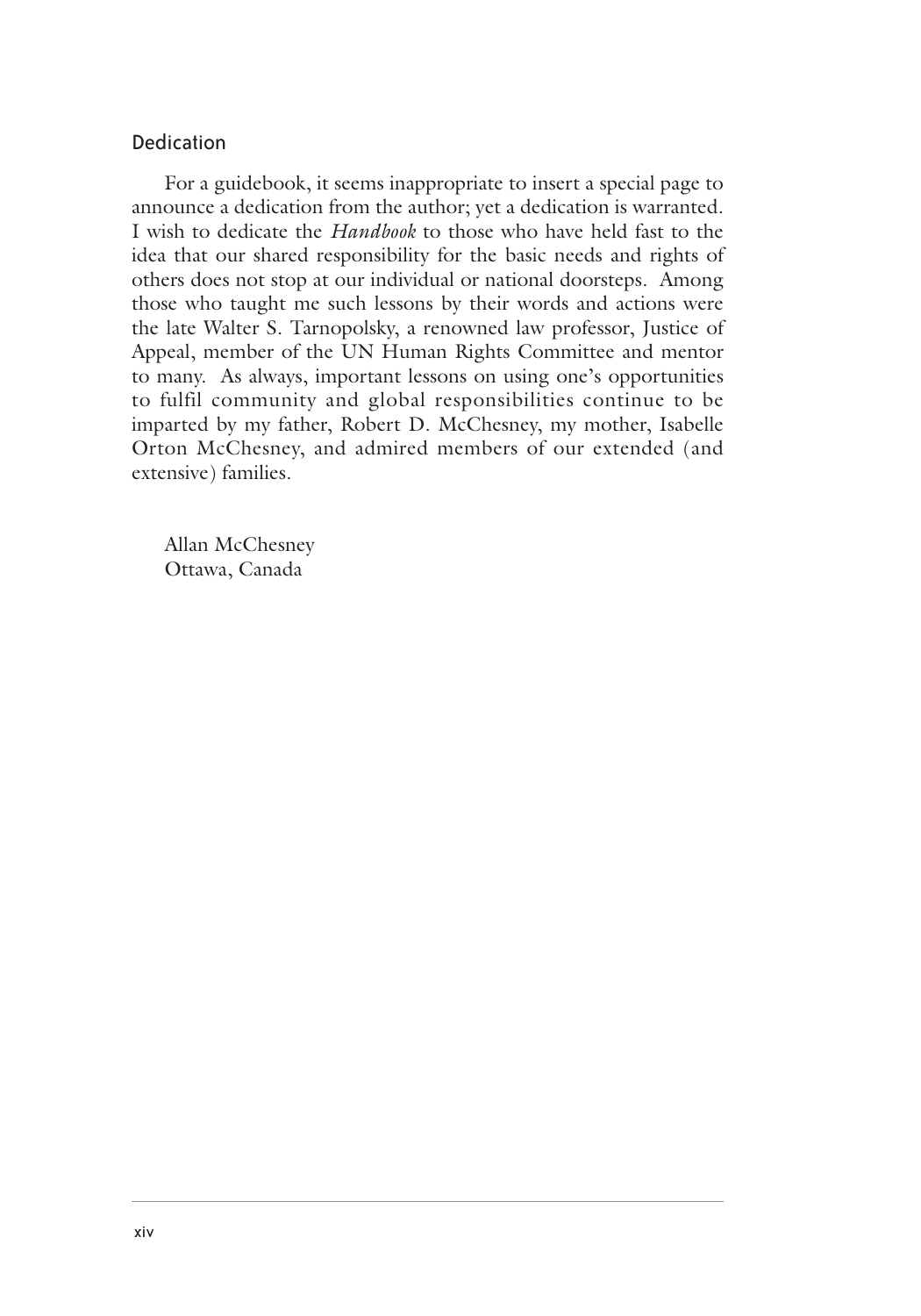## Dedication

For a guidebook, it seems inappropriate to insert a special page to announce a dedication from the author; yet a dedication is warranted. I wish to dedicate the *Handbook* to those who have held fast to the idea that our shared responsibility for the basic needs and rights of others does not stop at our individual or national doorsteps. Among those who taught me such lessons by their words and actions were the late Walter S. Tarnopolsky, a renowned law professor, Justice of Appeal, member of the UN Human Rights Committee and mentor to many. As always, important lessons on using one's opportunities to fulfil community and global responsibilities continue to be imparted by my father, Robert D. McChesney, my mother, Isabelle Orton McChesney, and admired members of our extended (and extensive) families.

Allan McChesney
Ottawa, Canada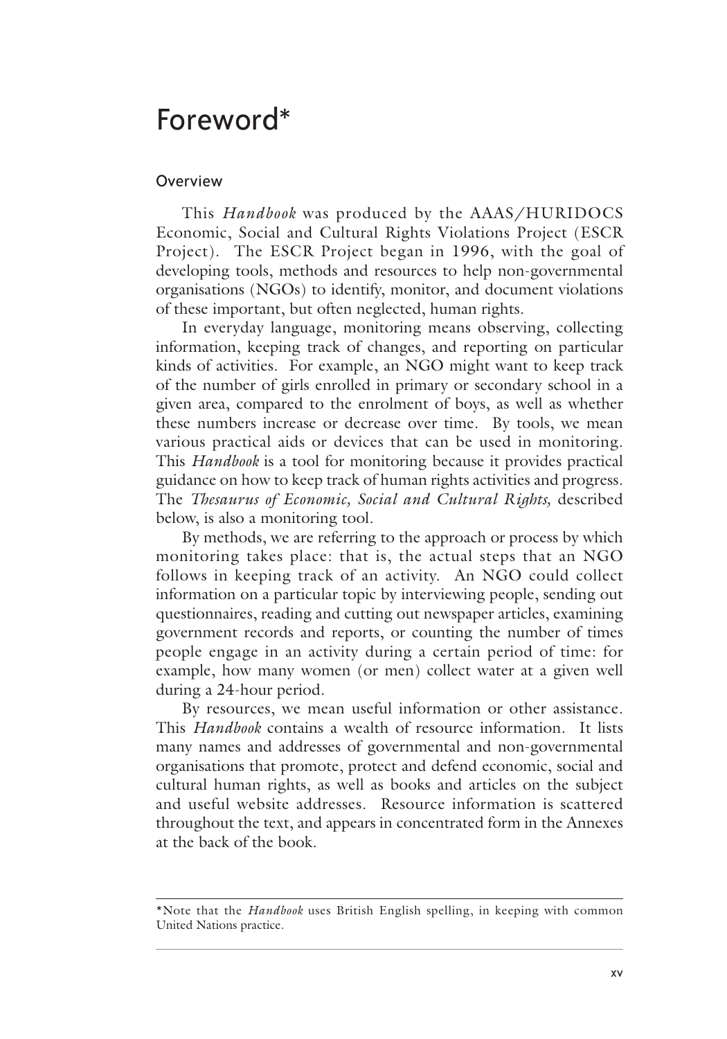# Foreword*

## Overview

This *Handbook* was produced by the AAAS/HURIDOCS Economic, Social and Cultural Rights Violations Project (ESCR Project). The ESCR Project began in 1996, with the goal of developing tools, methods and resources to help non-governmental organisations (NGOs) to identify, monitor, and document violations of these important, but often neglected, human rights.

In everyday language, monitoring means observing, collecting information, keeping track of changes, and reporting on particular kinds of activities. For example, an NGO might want to keep track of the number of girls enrolled in primary or secondary school in a given area, compared to the enrolment of boys, as well as whether these numbers increase or decrease over time. By tools, we mean various practical aids or devices that can be used in monitoring. This *Handbook* is a tool for monitoring because it provides practical guidance on how to keep track of human rights activities and progress. The *Thesaurus of Economic, Social and Cultural Rights,* described below, is also a monitoring tool.

By methods, we are referring to the approach or process by which monitoring takes place: that is, the actual steps that an NGO follows in keeping track of an activity. An NGO could collect information on a particular topic by interviewing people, sending out questionnaires, reading and cutting out newspaper articles, examining government records and reports, or counting the number of times people engage in an activity during a certain period of time: for example, how many women (or men) collect water at a given well during a 24-hour period.

By resources, we mean useful information or other assistance. This *Handbook* contains a wealth of resource information. It lists many names and addresses of governmental and non-governmental organisations that promote, protect and defend economic, social and cultural human rights, as well as books and articles on the subject and useful website addresses. Resource information is scattered throughout the text, and appears in concentrated form in the Annexes at the back of the book.

---

*Note that the *Handbook* uses British English spelling, in keeping with common United Nations practice.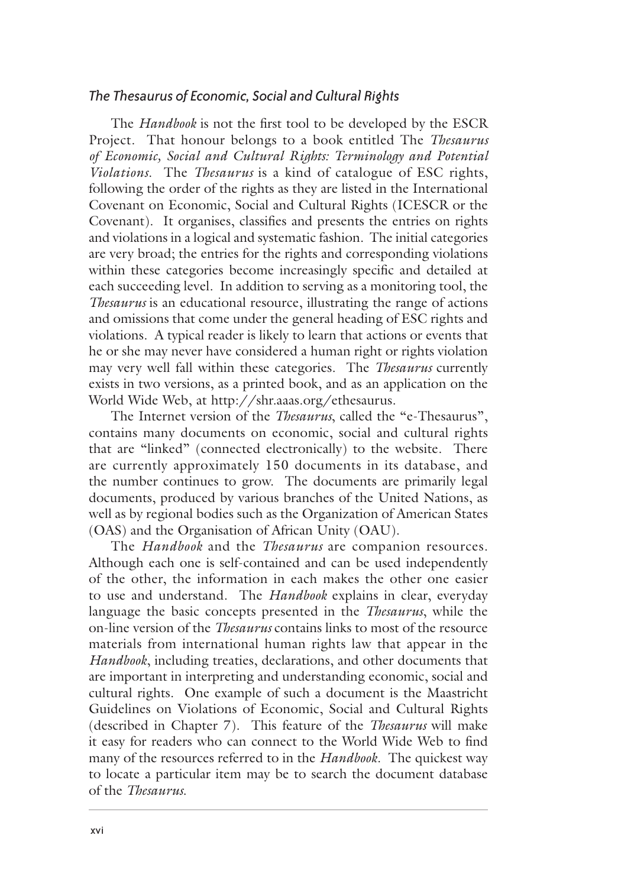### *The Thesaurus of Economic, Social and Cultural Rights*

The *Handbook* is not the first tool to be developed by the ESCR Project. That honour belongs to a book entitled The *Thesaurus of Economic, Social and Cultural Rights: Terminology and Potential Violations.* The *Thesaurus* is a kind of catalogue of ESC rights, following the order of the rights as they are listed in the International Covenant on Economic, Social and Cultural Rights (ICESCR or the Covenant). It organises, classifies and presents the entries on rights and violations in a logical and systematic fashion. The initial categories are very broad; the entries for the rights and corresponding violations within these categories become increasingly specific and detailed at each succeeding level. In addition to serving as a monitoring tool, the *Thesaurus* is an educational resource, illustrating the range of actions and omissions that come under the general heading of ESC rights and violations. A typical reader is likely to learn that actions or events that he or she may never have considered a human right or rights violation may very well fall within these categories. The *Thesaurus* currently exists in two versions, as a printed book, and as an application on the World Wide Web, at http://shr.aaas.org/ethesaurus.

The Internet version of the *Thesaurus*, called the "e-Thesaurus", contains many documents on economic, social and cultural rights that are "linked" (connected electronically) to the website. There are currently approximately 150 documents in its database, and the number continues to grow. The documents are primarily legal documents, produced by various branches of the United Nations, as well as by regional bodies such as the Organization of American States (OAS) and the Organisation of African Unity (OAU).

The *Handbook* and the *Thesaurus* are companion resources. Although each one is self-contained and can be used independently of the other, the information in each makes the other one easier to use and understand. The *Handbook* explains in clear, everyday language the basic concepts presented in the *Thesaurus*, while the on-line version of the *Thesaurus* contains links to most of the resource materials from international human rights law that appear in the *Handbook*, including treaties, declarations, and other documents that are important in interpreting and understanding economic, social and cultural rights. One example of such a document is the Maastricht Guidelines on Violations of Economic, Social and Cultural Rights (described in Chapter 7). This feature of the *Thesaurus* will make it easy for readers who can connect to the World Wide Web to find many of the resources referred to in the *Handbook.* The quickest way to locate a particular item may be to search the document database of the *Thesaurus.*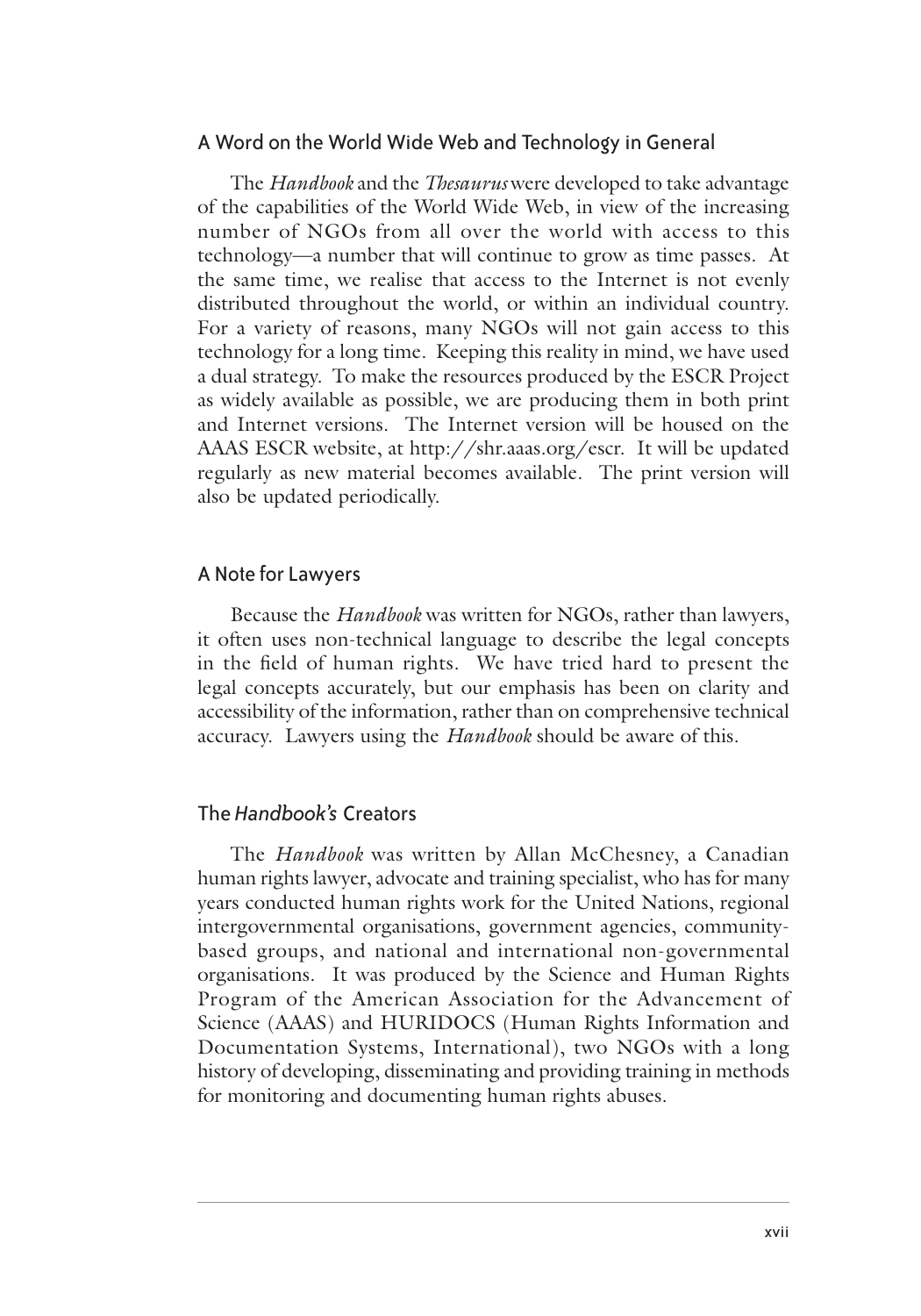## A Word on the World Wide Web and Technology in General

The *Handbook* and the *Thesaurus* were developed to take advantage of the capabilities of the World Wide Web, in view of the increasing number of NGOs from all over the world with access to this technology—a number that will continue to grow as time passes. At the same time, we realise that access to the Internet is not evenly distributed throughout the world, or within an individual country. For a variety of reasons, many NGOs will not gain access to this technology for a long time. Keeping this reality in mind, we have used a dual strategy. To make the resources produced by the ESCR Project as widely available as possible, we are producing them in both print and Internet versions. The Internet version will be housed on the AAAS ESCR website, at http://shr.aaas.org/escr. It will be updated regularly as new material becomes available. The print version will also be updated periodically.

## A Note for Lawyers

Because the *Handbook* was written for NGOs, rather than lawyers, it often uses non-technical language to describe the legal concepts in the field of human rights. We have tried hard to present the legal concepts accurately, but our emphasis has been on clarity and accessibility of the information, rather than on comprehensive technical accuracy. Lawyers using the *Handbook* should be aware of this.

## The *Handbook's* Creators

The *Handbook* was written by Allan McChesney, a Canadian human rights lawyer, advocate and training specialist, who has for many years conducted human rights work for the United Nations, regional intergovernmental organisations, government agencies, community-based groups, and national and international non-governmental organisations. It was produced by the Science and Human Rights Program of the American Association for the Advancement of Science (AAAS) and HURIDOCS (Human Rights Information and Documentation Systems, International), two NGOs with a long history of developing, disseminating and providing training in methods for monitoring and documenting human rights abuses.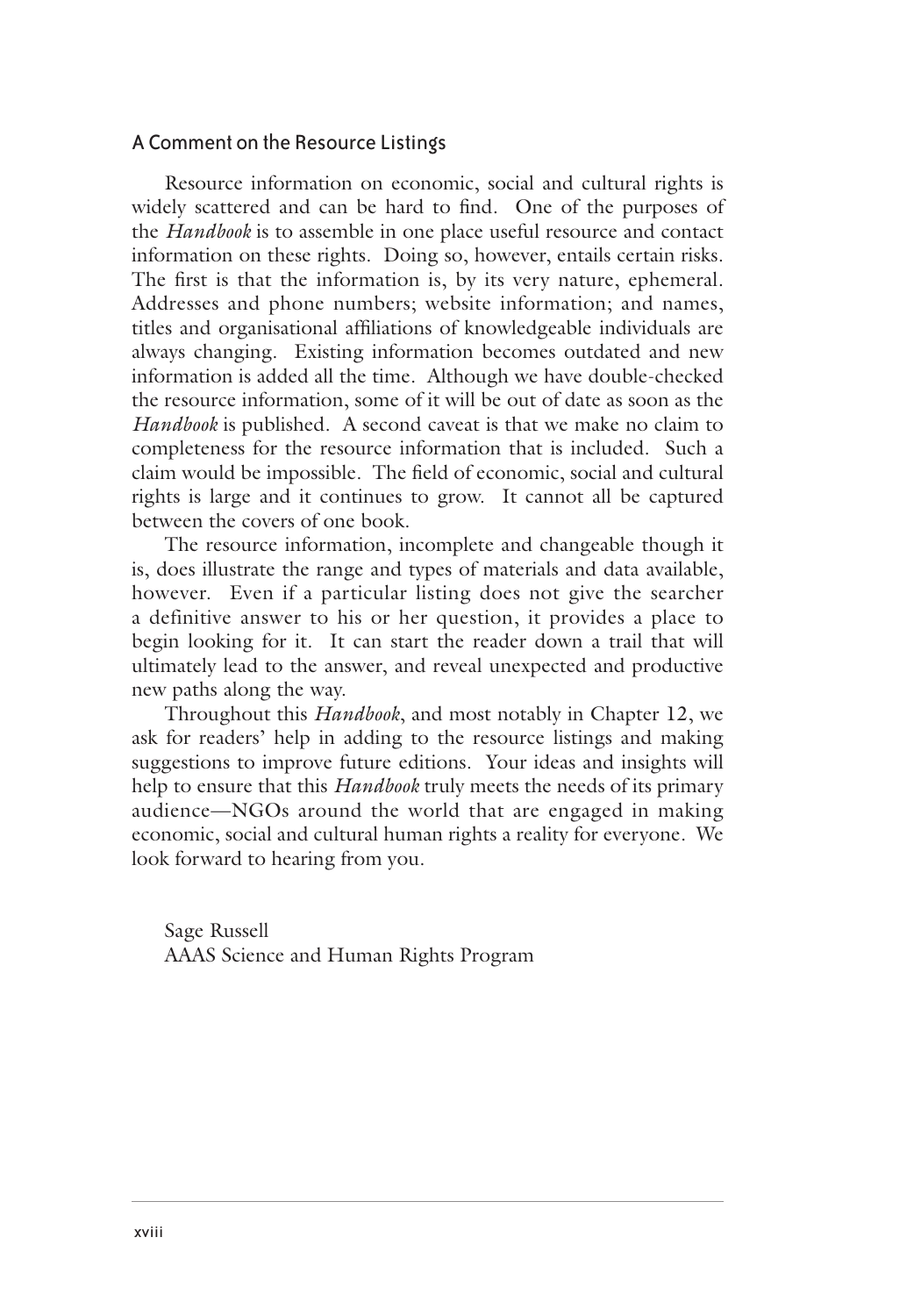## A Comment on the Resource Listings

Resource information on economic, social and cultural rights is widely scattered and can be hard to find. One of the purposes of the *Handbook* is to assemble in one place useful resource and contact information on these rights. Doing so, however, entails certain risks. The first is that the information is, by its very nature, ephemeral. Addresses and phone numbers; website information; and names, titles and organisational affiliations of knowledgeable individuals are always changing. Existing information becomes outdated and new information is added all the time. Although we have double-checked the resource information, some of it will be out of date as soon as the *Handbook* is published. A second caveat is that we make no claim to completeness for the resource information that is included. Such a claim would be impossible. The field of economic, social and cultural rights is large and it continues to grow. It cannot all be captured between the covers of one book.

The resource information, incomplete and changeable though it is, does illustrate the range and types of materials and data available, however. Even if a particular listing does not give the searcher a definitive answer to his or her question, it provides a place to begin looking for it. It can start the reader down a trail that will ultimately lead to the answer, and reveal unexpected and productive new paths along the way.

Throughout this *Handbook*, and most notably in Chapter 12, we ask for readers' help in adding to the resource listings and making suggestions to improve future editions. Your ideas and insights will help to ensure that this *Handbook* truly meets the needs of its primary audience—NGOs around the world that are engaged in making economic, social and cultural human rights a reality for everyone. We look forward to hearing from you.

Sage Russell
AAAS Science and Human Rights Program